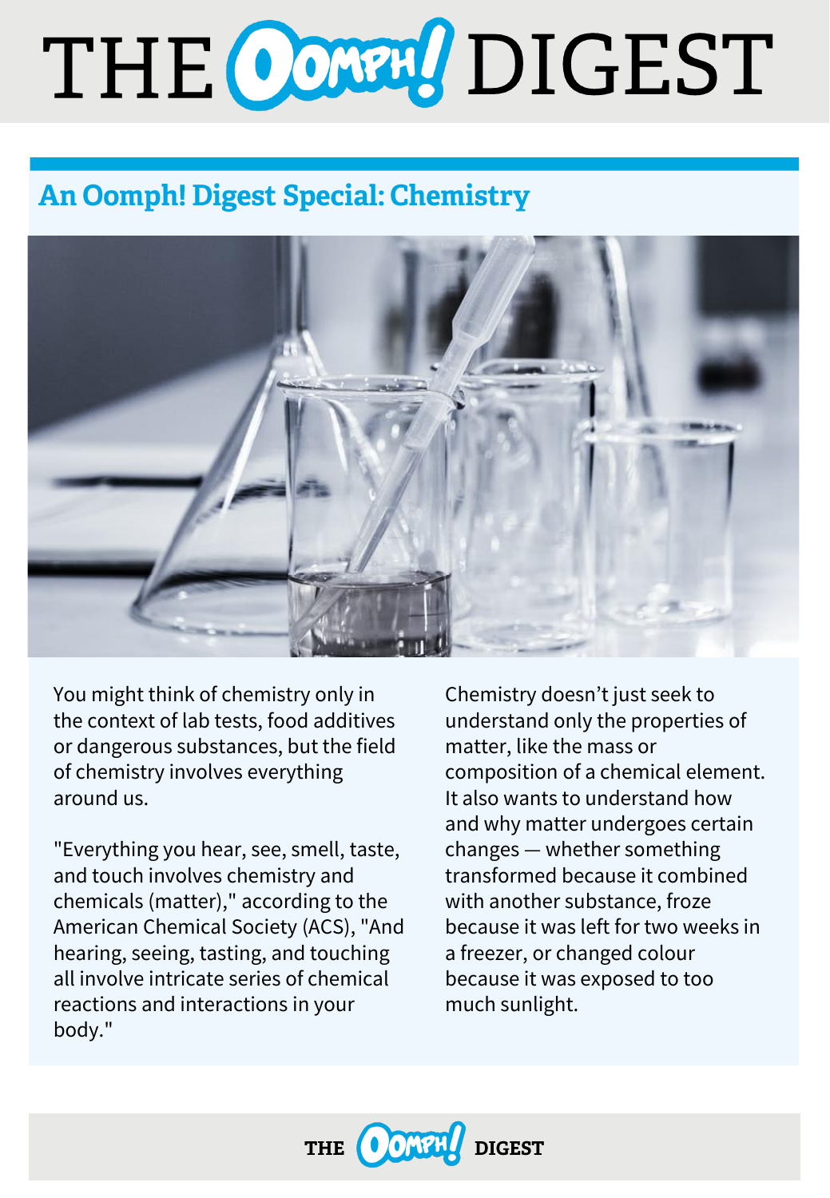# THE OOMPH! DIGEST

## An Oomph! Digest Special: Chemistry

You might think of chemistry only in the context of lab tests, food additives or dangerous substances, but the field of chemistry involves everything around us.

"Everything you hear, see, smell, taste, and touch involves chemistry and chemicals (matter)," according to the American Chemical Society (ACS), "And hearing, seeing, tasting, and touching all involve intricate series of chemical reactions and interactions in your body."

Chemistry doesn't just seek to understand only the properties of matter, like the mass or composition of a chemical element. It also wants to understand how and why matter undergoes certain changes — whether something transformed because it combined with another substance, froze because it was left for two weeks in a freezer, or changed colour because it was exposed to too much sunlight.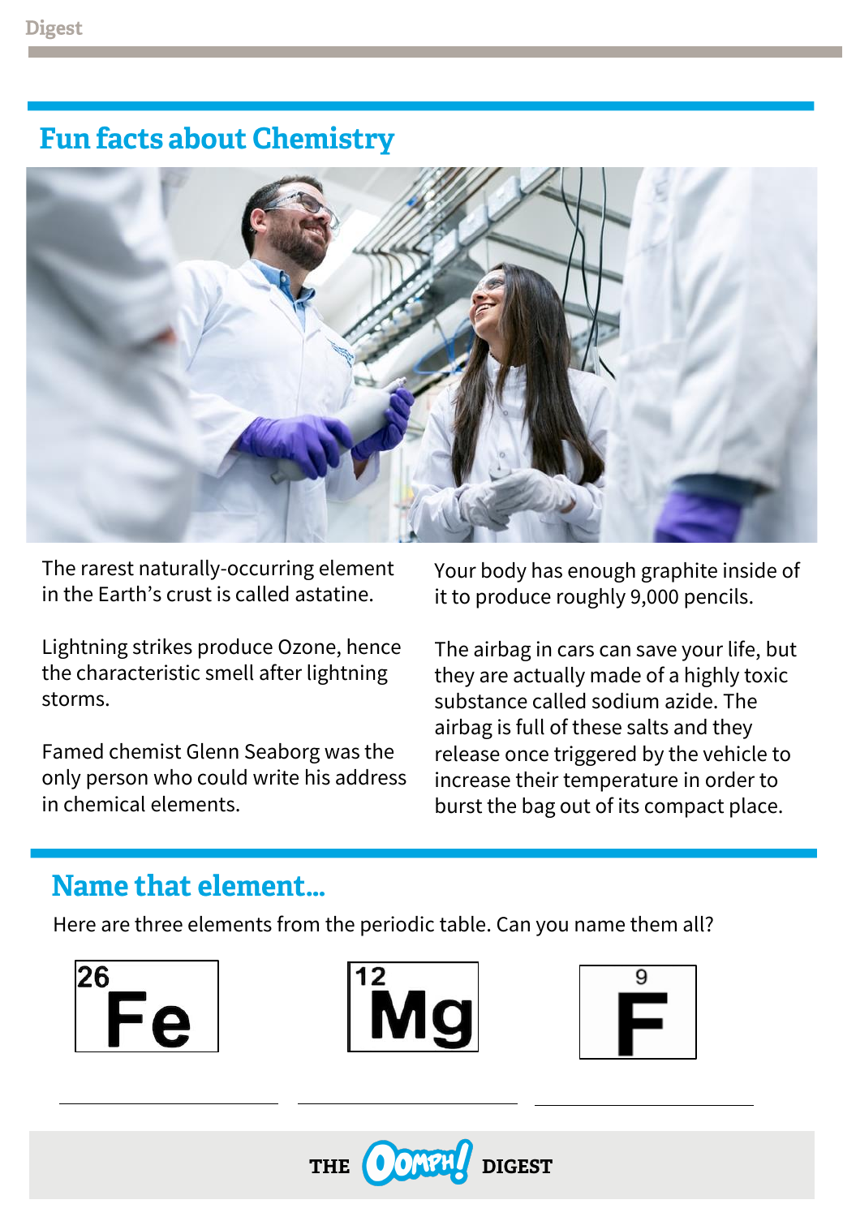## Fun facts about Chemistry

The rarest naturally-occurring element in the Earth's crust is called astatine.

Lightning strikes produce Ozone, hence the characteristic smell after lightning storms.

Famed chemist Glenn Seaborg was the only person who could write his address in chemical elements.

Your body has enough graphite inside of it to produce roughly 9,000 pencils.

The airbag in cars can save your life, but they are actually made of a highly toxic substance called sodium azide. The airbag is full of these salts and they release once triggered by the vehicle to increase their temperature in order to burst the bag out of its compact place.

## Name that element...

Here are three elements from the periodic table. Can you name them all?

| 26 Fe | 12 Mg | 9 F |
|---|---|---|
| ______________ | ______________ | ______________ |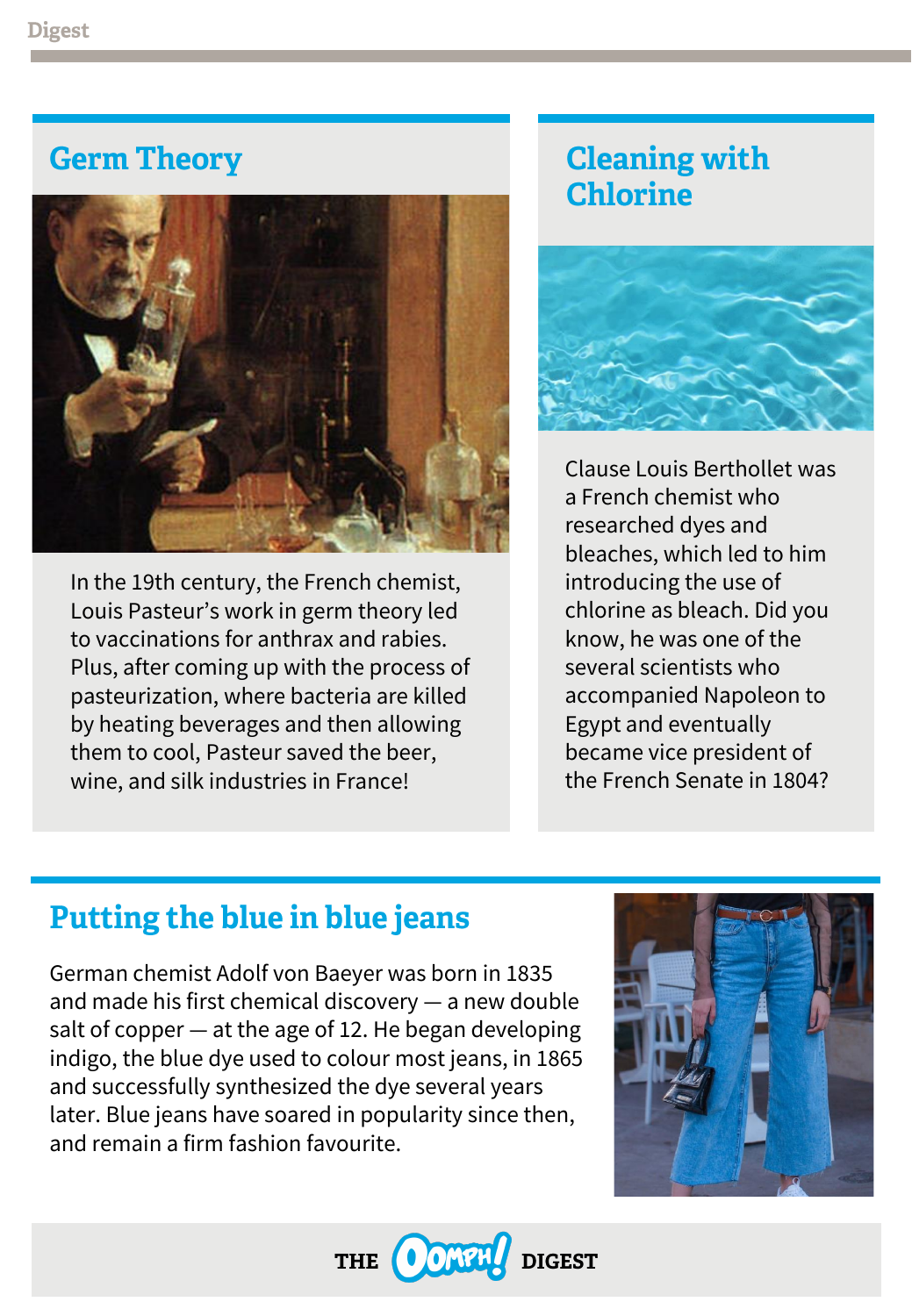## Germ Theory

In the 19th century, the French chemist, Louis Pasteur's work in germ theory led to vaccinations for anthrax and rabies. Plus, after coming up with the process of pasteurization, where bacteria are killed by heating beverages and then allowing them to cool, Pasteur saved the beer, wine, and silk industries in France!

## Cleaning with Chlorine

Clause Louis Berthollet was a French chemist who researched dyes and bleaches, which led to him introducing the use of chlorine as bleach. Did you know, he was one of the several scientists who accompanied Napoleon to Egypt and eventually became vice president of the French Senate in 1804?

## Putting the blue in blue jeans

German chemist Adolf von Baeyer was born in 1835 and made his first chemical discovery — a new double salt of copper — at the age of 12. He began developing indigo, the blue dye used to colour most jeans, in 1865 and successfully synthesized the dye several years later. Blue jeans have soared in popularity since then, and remain a firm fashion favourite.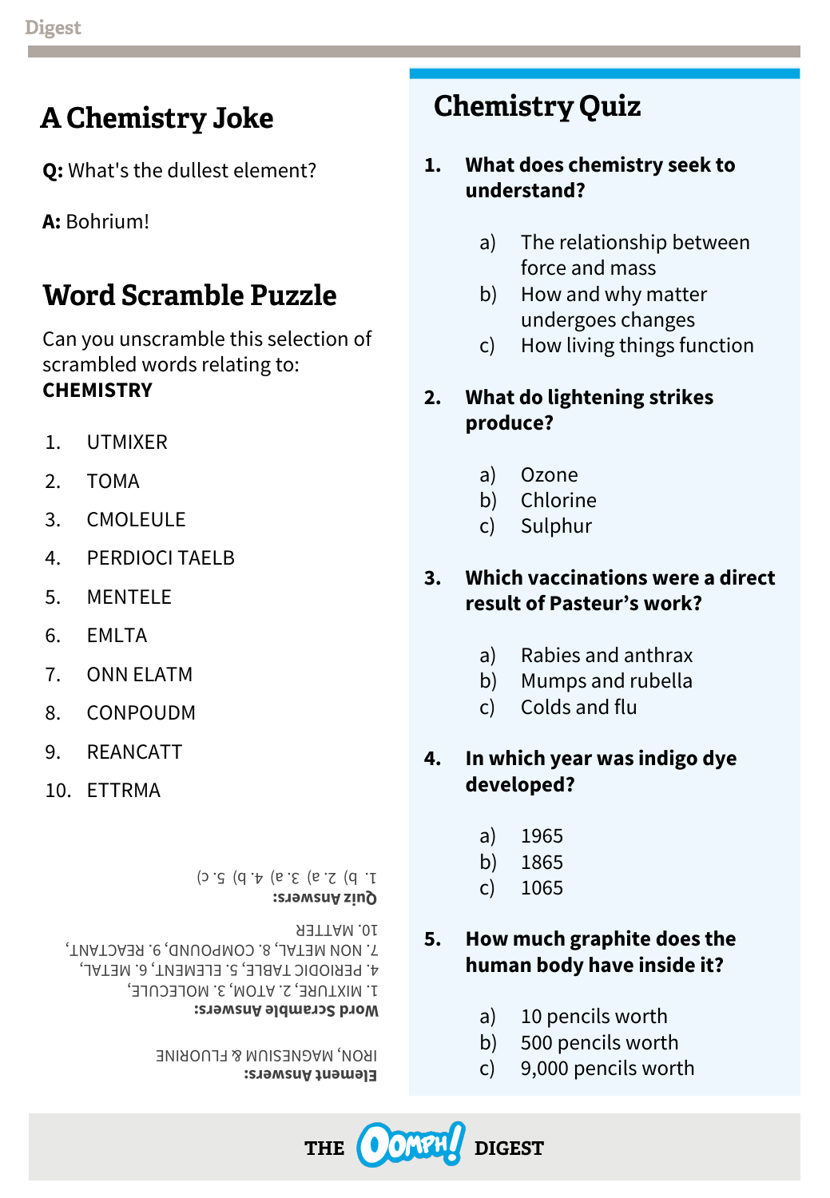## A Chemistry Joke

**Q:** What's the dullest element?

**A:** Bohrium!

## Word Scramble Puzzle

Can you unscramble this selection of scrambled words relating to: **CHEMISTRY**

1. UTMIXER
2. TOMA
3. CMOLEULE
4. PERDIOCI TAELB
5. MENTELE
6. EMLTA
7. ONN ELATM
8. CONPOUDM
9. REANCATT
10. ETTRMA

**Quiz Answers:**
1. b) 2. a) 3. a) 4. b) 5. c)

**Word Scramble Answers:**
1. MIXTURE, 2. ATOM, 3. MOLECULE, 4. PERIODIC TABLE, 5. ELEMENT, 6. METAL, 7. NON METAL, 8. COMPOUND, 9. REACTANT, 10. MATTER

**Element Answers:**
IRON, MAGNESIUM & FLUORINE

## Chemistry Quiz

**1. What does chemistry seek to understand?**

a) The relationship between force and mass
b) How and why matter undergoes changes
c) How living things function

**2. What do lightening strikes produce?**

a) Ozone
b) Chlorine
c) Sulphur

**3. Which vaccinations were a direct result of Pasteur's work?**

a) Rabies and anthrax
b) Mumps and rubella
c) Colds and flu

**4. In which year was indigo dye developed?**

a) 1965
b) 1865
c) 1065

**5. How much graphite does the human body have inside it?**

a) 10 pencils worth
b) 500 pencils worth
c) 9,000 pencils worth